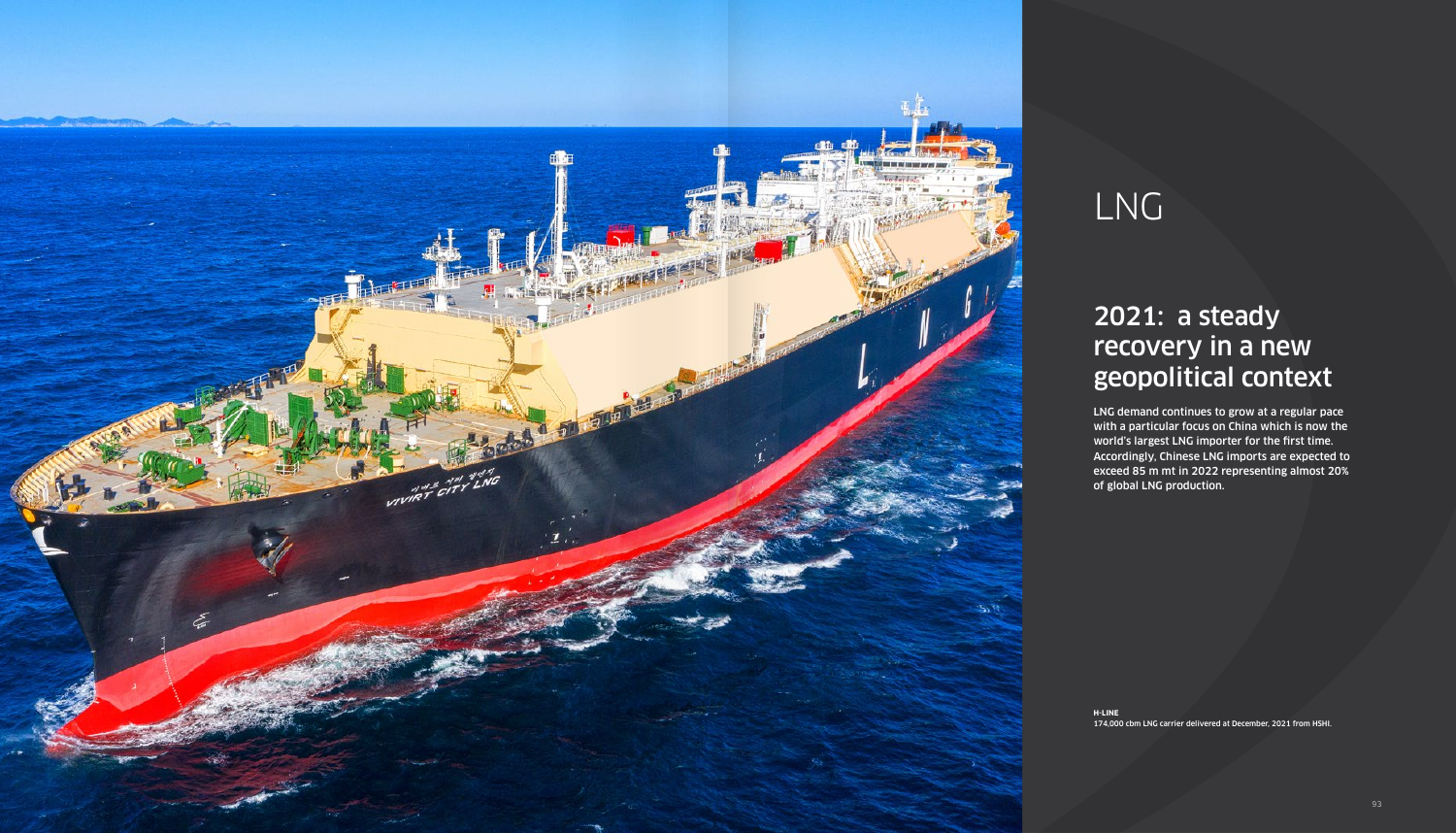# LNG

## 2021: a steady recovery in a new geopolitical context

**LNG demand continues to grow at a regular pace with a particular focus on China which is now the world's largest LNG importer for the first time. Accordingly, Chinese LNG imports are expected to exceed 85 m mt in 2022 representing almost 20% of global LNG production.**

**H-LINE**
174,000 cbm LNG carrier delivered at December, 2021 from HSHI.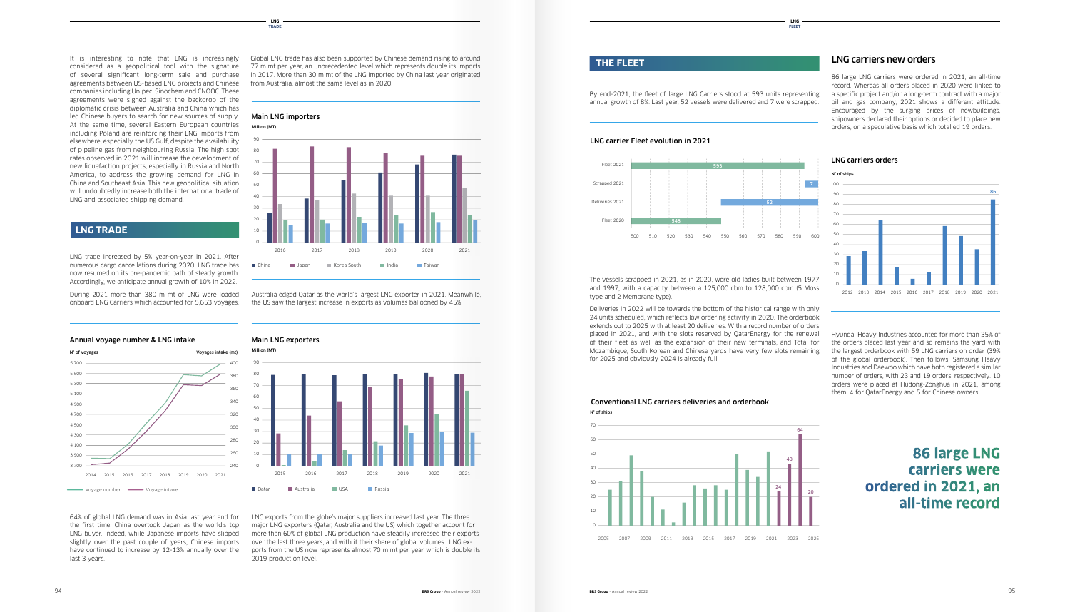It is interesting to note that LNG is increasingly considered as a geopolitical tool with the signature of several significant long-term sale and purchase agreements between US-based LNG projects and Chinese companies including Unipec, Sinochem and CNOOC. These agreements were signed against the backdrop of the diplomatic crisis between Australia and China which has led Chinese buyers to search for new sources of supply. At the same time, several Eastern European countries including Poland are reinforcing their LNG Imports from elsewhere, especially the US Gulf, despite the availability of pipeline gas from neighbouring Russia. The high spot rates observed in 2021 will increase the development of new liquefaction projects, especially in Russia and North America, to address the growing demand for LNG in China and Southeast Asia. This new geopolitical situation will undoubtedly increase both the international trade of LNG and associated shipping demand.

## LNG TRADE

LNG trade increased by 5% year-on-year in 2021. After numerous cargo cancellations during 2020, LNG trade has now resumed on its pre-pandemic path of steady growth. Accordingly, we anticipate annual growth of 10% in 2022.

During 2021 more than 380 m mt of LNG were loaded onboard LNG Carriers which accounted for 5,653 voyages.

### Annual voyage number & LNG intake

N° of voyages / Voyages intake (mt)

Voyage number — Voyage intake

64% of global LNG demand was in Asia last year and for the first time, China overtook Japan as the world's top LNG buyer. Indeed, while Japanese imports have slipped slightly over the past couple of years, Chinese imports have continued to increase by 12-13% annually over the last 3 years.

Global LNG trade has also been supported by Chinese demand rising to around 77 m mt per year, an unprecedented level which represents double its imports in 2017. More than 30 m mt of the LNG imported by China last year originated from Australia, almost the same level as in 2020.

### Main LNG importers

Million (MT)

China, Japan, Korea South, India, Taiwan

Australia edged Qatar as the world's largest LNG exporter in 2021. Meanwhile, the US saw the largest increase in exports as volumes ballooned by 45%.

### Main LNG exporters

Million (MT)

Qatar, Australia, USA, Russia

LNG exports from the globe's major suppliers increased last year. The three major LNG exporters (Qatar, Australia and the US) which together account for more than 60% of global LNG production have steadily increased their exports over the last three years, and with it their share of global volumes. LNG exports from the US now represents almost 70 m mt per year which is double its 2019 production level.

## THE FLEET

By end-2021, the fleet of large LNG Carriers stood at 593 units representing annual growth of 8%. Last year, 52 vessels were delivered and 7 were scrapped.

### LNG carrier Fleet evolution in 2021

| | |
|---|---|
| Fleet 2021 | 593 |
| Scrapped 2021 | 7 |
| Deliveries 2021 | 52 |
| Fleet 2020 | 548 |

The vessels scrapped in 2021, as in 2020, were old ladies built between 1977 and 1997, with a capacity between a 125,000 cbm to 128,000 cbm (5 Moss type and 2 Membrane type).

Deliveries in 2022 will be towards the bottom of the historical range with only 24 units scheduled, which reflects low ordering activity in 2020. The orderbook extends out to 2025 with at least 20 deliveries. With a record number of orders placed in 2021, and with the slots reserved by QatarEnergy for the renewal of their fleet as well as the expansion of their new terminals, and Total for Mozambique, South Korean and Chinese yards have very few slots remaining for 2025 and obviously 2024 is already full.

### Conventional LNG carriers deliveries and orderbook

N° of ships

| 2022 | 2023 | 2024 | 2025 |
|---|---|---|---|
| 24 | 43 | 64 | 20 |

## LNG carriers new orders

86 large LNG carriers were ordered in 2021, an all-time record. Whereas all orders placed in 2020 were linked to a specific project and/or a long-term contract with a major oil and gas company, 2021 shows a different attitude. Encouraged by the surging prices of newbuildings, shipowners declared their options or decided to place new orders, on a speculative basis which totalled 19 orders.

### LNG carriers orders

N° of ships

| 2021 |
|---|
| 86 |

Hyundai Heavy Industries accounted for more than 35% of the orders placed last year and so remains the yard with the largest orderbook with 59 LNG carriers on order (39% of the global orderbook). Then follows, Samsung Heavy Industries and Daewoo which have both registered a similar number of orders, with 23 and 19 orders, respectively. 10 orders were placed at Hudong-Zonghua in 2021, among them, 4 for QatarEnergy and 5 for Chinese owners.

**86 large LNG carriers were ordered in 2021, an all-time record**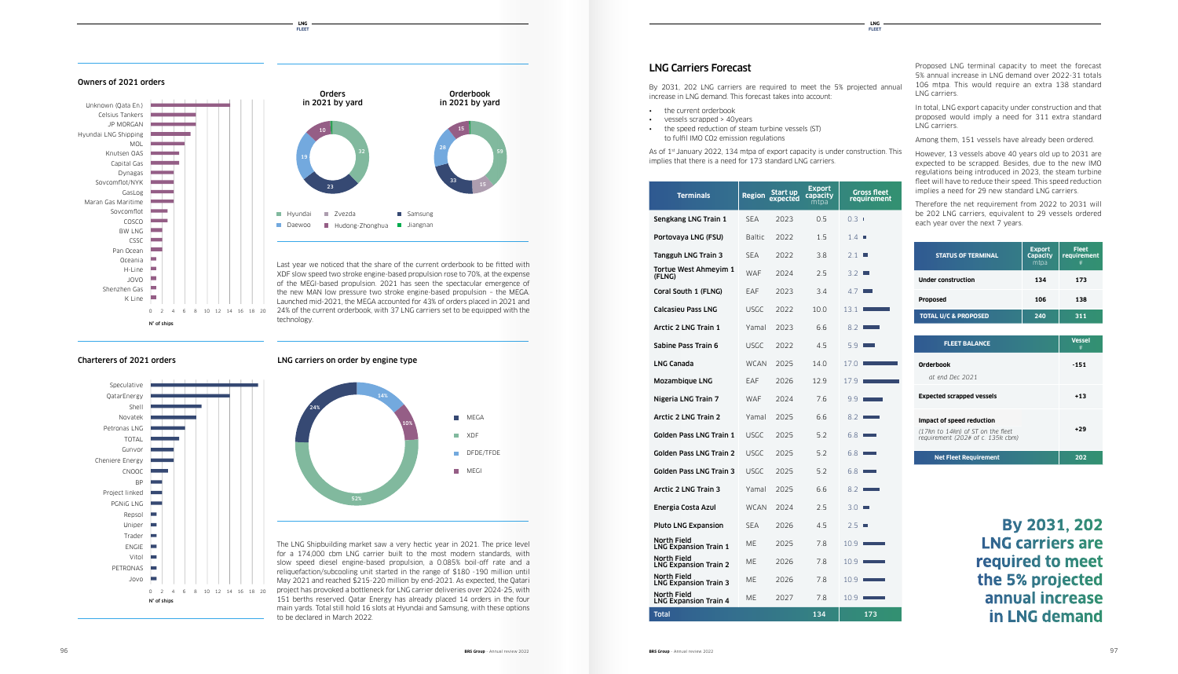### Owners of 2021 orders

| Owner | N° of ships |
|---|---|
| Unknown (Qata En.) | |
| Celsius Tankers | |
| JP MORGAN | |
| Hyundai LNG Shipping | |
| MOL | |
| Knutsen OAS | |
| Capital Gas | |
| Dynagas | |
| Sovcomflot/NYK | |
| GasLog | |
| Maran Gas Maritime | |
| Sovcomflot | |
| COSCO | |
| BW LNG | |
| CSSC | |
| Pan Ocean | |
| Oceania | |
| H-Line | |
| JOVO | |
| Shenzhen Gas | |
| K Line | |

### Orders in 2021 by yard

Hyundai 32, Samsung 23, Daewoo 19, Hudong-Zhonghua 10

### Orderbook in 2021 by yard

Hyundai 59, Zvezda 15, Samsung 33, Daewoo 28, Hudong-Zhonghua 15

Last year we noticed that the share of the current orderbook to be fitted with XDF slow speed two stroke engine-based propulsion rose to 70%, at the expense of the MEGI-based propulsion. 2021 has seen the spectacular emergence of the new MAN low pressure two stroke engine-based propulsion – the MEGA. Launched mid-2021, the MEGA accounted for 43% of orders placed in 2021 and 24% of the current orderbook, with 37 LNG carriers set to be equipped with the technology.

### Charterers of 2021 orders

| Charterer | N° of ships |
|---|---|
| Speculative | |
| QatarEnergy | |
| Shell | |
| Novatek | |
| Petronas LNG | |
| TOTAL | |
| Gunvor | |
| Cheniere Energy | |
| CNOOC | |
| BP | |
| Project linked | |
| PGNiG LNG | |
| Repsol | |
| Uniper | |
| Trader | |
| ENGIE | |
| Vitol | |
| PETRONAS | |
| Jovo | |

### LNG carriers on order by engine type

MEGA 24%, XDF 52%, DFDE/TFDE 14%, MEGI 10%

The LNG Shipbuilding market saw a very hectic year in 2021. The price level for a 174,000 cbm LNG carrier built to the most modern standards, with slow speed diesel engine-based propulsion, a 0.085% boil-off rate and a reliquefaction/subcooling unit started in the range of $180 -190 million until May 2021 and reached $215-220 million by end-2021. As expected, the Qatari project has provoked a bottleneck for LNG carrier deliveries over 2024-25, with 151 berths reserved. Qatar Energy has already placed 14 orders in the four main yards. Total still hold 16 slots at Hyundai and Samsung, with these options to be declared in March 2022.

## LNG Carriers Forecast

By 2031, 202 LNG carriers are required to meet the 5% projected annual increase in LNG demand. This forecast takes into account:

- the current orderbook
- vessels scrapped > 40years
- the speed reduction of steam turbine vessels (ST) to fulfil IMO CO2 emission regulations

As of 1st January 2022, 134 mtpa of export capacity is under construction. This implies that there is a need for 173 standard LNG carriers.

| Terminals | Region | Start up expected | Export capacity mtpa | Gross fleet requirement |
|---|---|---|---|---|
| Sengkang LNG Train 1 | SEA | 2023 | 0.5 | 0.3 |
| Portovaya LNG (FSU) | Baltic | 2022 | 1.5 | 1.4 |
| Tangguh LNG Train 3 | SEA | 2022 | 3.8 | 2.1 |
| Tortue West Ahmeyim 1 (FLNG) | WAF | 2024 | 2.5 | 3.2 |
| Coral South 1 (FLNG) | EAF | 2023 | 3.4 | 4.7 |
| Calcasieu Pass LNG | USGC | 2022 | 10.0 | 13.1 |
| Arctic 2 LNG Train 1 | Yamal | 2023 | 6.6 | 8.2 |
| Sabine Pass Train 6 | USGC | 2022 | 4.5 | 5.9 |
| LNG Canada | WCAN | 2025 | 14.0 | 17.0 |
| Mozambique LNG | EAF | 2026 | 12.9 | 17.9 |
| Nigeria LNG Train 7 | WAF | 2024 | 7.6 | 9.9 |
| Arctic 2 LNG Train 2 | Yamal | 2025 | 6.6 | 8.2 |
| Golden Pass LNG Train 1 | USGC | 2025 | 5.2 | 6.8 |
| Golden Pass LNG Train 2 | USGC | 2025 | 5.2 | 6.8 |
| Golden Pass LNG Train 3 | USGC | 2025 | 5.2 | 6.8 |
| Arctic 2 LNG Train 3 | Yamal | 2025 | 6.6 | 8.2 |
| Energia Costa Azul | WCAN | 2024 | 2.5 | 3.0 |
| Pluto LNG Expansion | SEA | 2026 | 4.5 | 2.5 |
| North Field LNG Expansion Train 1 | ME | 2025 | 7.8 | 10.9 |
| North Field LNG Expansion Train 2 | ME | 2026 | 7.8 | 10.9 |
| North Field LNG Expansion Train 3 | ME | 2026 | 7.8 | 10.9 |
| North Field LNG Expansion Train 4 | ME | 2027 | 7.8 | 10.9 |
| **Total** | | | **134** | **173** |

Proposed LNG terminal capacity to meet the forecast 5% annual increase in LNG demand over 2022-31 totals 106 mtpa. This would require an extra 138 standard LNG carriers.

In total, LNG export capacity under construction and that proposed would imply a need for 311 extra standard LNG carriers.

Among them, 151 vessels have already been ordered.

However, 13 vessels above 40 years old up to 2031 are expected to be scrapped. Besides, due to the new IMO regulations being introduced in 2023, the steam turbine fleet will have to reduce their speed. This speed reduction implies a need for 29 new standard LNG carriers.

Therefore the net requirement from 2022 to 2031 will be 202 LNG carriers, equivalent to 29 vessels ordered each year over the next 7 years.

| STATUS OF TERMINAL | Export Capacity mtpa | Fleet requirement # |
|---|---|---|
| Under construction | 134 | 173 |
| Proposed | 106 | 138 |
| **TOTAL U/C & PROPOSED** | **240** | **311** |

| FLEET BALANCE | Vessel # |
|---|---|
| **Orderbook** *at end Dec 2021* | -151 |
| **Expected scrapped vessels** | +13 |
| **Impact of speed reduction** *(17kn to 14kn) of ST on the fleet requirement (202# of c. 135k cbm)* | +29 |
| **Net Fleet Requirement** | **202** |

**By 2031, 202 LNG carriers are required to meet the 5% projected annual increase in LNG demand**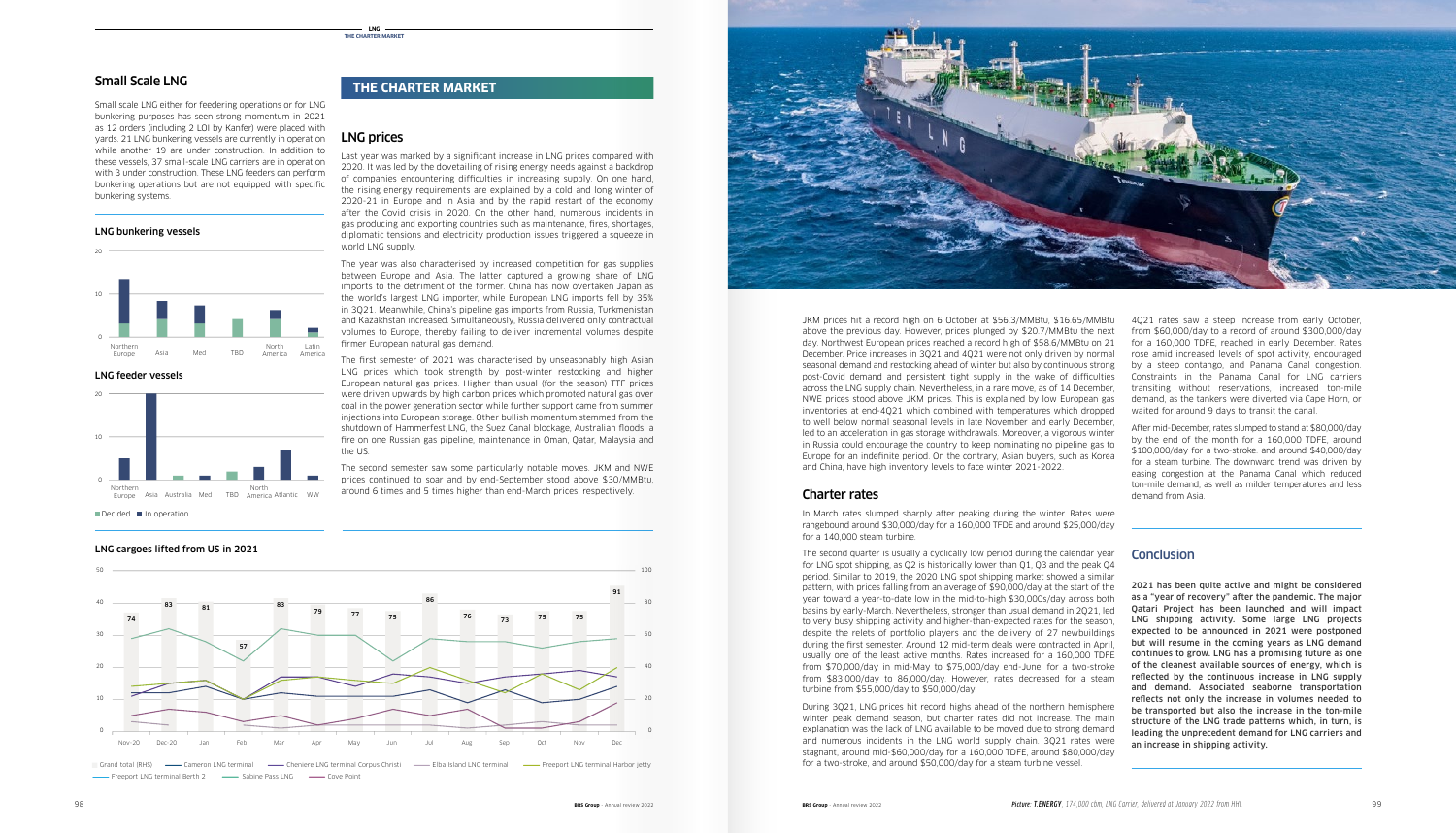## Small Scale LNG

Small scale LNG either for feedering operations or for LNG bunkering purposes has seen strong momentum in 2021 as 12 orders (including 2 LOI by Kanfer) were placed with yards. 21 LNG bunkering vessels are currently in operation while another 19 are under construction. In addition to these vessels, 37 small-scale LNG carriers are in operation with 3 under construction. These LNG feeders can perform bunkering operations but are not equipped with specific bunkering systems.

### LNG bunkering vessels

20
10
0
Northern Europe
Asia
Med
TBD
North America
Latin America

### LNG feeder vessels

20
10
0
Northern Europe
Asia
Australia
Med
TBD
North America
Atlantic
WW

Decided ■ In operation

### LNG cargoes lifted from US in 2021

50
40
30
20
10
0
100
80
60
40
20
0
74 83 81 57 83 79 77 75 86 76 73 75 75 91
Nov-20 Dec-20 Jan Feb Mar Apr May Jun Jul Aug Sep Oct Nov Dec

Grand total (RHS) — Cameron LNG terminal — Cheniere LNG terminal Corpus Christi — Elba Island LNG terminal — Freeport LNG terminal Harbor jetty — Freeport LNG terminal Berth 2 — Sabine Pass LNG — Cove Point

## THE CHARTER MARKET

### LNG prices

Last year was marked by a significant increase in LNG prices compared with 2020. It was led by the dovetailing of rising energy needs against a backdrop of companies encountering difficulties in increasing supply. On one hand, the rising energy requirements are explained by a cold and long winter of 2020-21 in Europe and in Asia and by the rapid restart of the economy after the Covid crisis in 2020. On the other hand, numerous incidents in gas producing and exporting countries such as maintenance, fires, shortages, diplomatic tensions and electricity production issues triggered a squeeze in world LNG supply.

The year was also characterised by increased competition for gas supplies between Europe and Asia. The latter captured a growing share of LNG imports to the detriment of the former. China has now overtaken Japan as the world's largest LNG importer, while European LNG imports fell by 35% in 3Q21. Meanwhile, China's pipeline gas imports from Russia, Turkmenistan and Kazakhstan increased. Simultaneously, Russia delivered only contractual volumes to Europe, thereby failing to deliver incremental volumes despite firmer European natural gas demand.

The first semester of 2021 was characterised by unseasonably high Asian LNG prices which took strength by post-winter restocking and higher European natural gas prices. Higher than usual (for the season) TTF prices were driven upwards by high carbon prices which promoted natural gas over coal in the power generation sector while further support came from summer injections into European storage. Other bullish momentum stemmed from the shutdown of Hammerfest LNG, the Suez Canal blockage, Australian floods, a fire on one Russian gas pipeline, maintenance in Oman, Qatar, Malaysia and the US.

The second semester saw some particularly notable moves. JKM and NWE prices continued to soar and by end-September stood above $30/MMBtu, around 6 times and 5 times higher than end-March prices, respectively.

*Picture: T.ENERGY, 174,000 cbm, LNG Carrier, delivered at January 2022 from HHI.*

JKM prices hit a record high on 6 October at $56.3/MMBtu, $16.65/MMBtu above the previous day. However, prices plunged by $20.7/MMBtu the next day. Northwest European prices reached a record high of $58.6/MMBtu on 21 December. Price increases in 3Q21 and 4Q21 were not only driven by normal seasonal demand and restocking ahead of winter but also by continuous strong post-Covid demand and persistent tight supply in the wake of difficulties across the LNG supply chain. Nevertheless, in a rare move, as of 14 December, NWE prices stood above JKM prices. This is explained by low European gas inventories at end-4Q21 which combined with temperatures which dropped to well below normal seasonal levels in late November and early December, led to an acceleration in gas storage withdrawals. Moreover, a vigorous winter in Russia could encourage the country to keep nominating no pipeline gas to Europe for an indefinite period. On the contrary, Asian buyers, such as Korea and China, have high inventory levels to face winter 2021-2022.

### Charter rates

In March rates slumped sharply after peaking during the winter. Rates were rangebound around $30,000/day for a 160,000 TFDE and around $25,000/day for a 140,000 steam turbine.

The second quarter is usually a cyclically low period during the calendar year for LNG spot shipping, as Q2 is historically lower than Q1, Q3 and the peak Q4 period. Similar to 2019, the 2020 LNG spot shipping market showed a similar pattern, with prices falling from an average of $90,000/day at the start of the year toward a year-to-date low in the mid-to-high $30,000s/day across both basins by early-March. Nevertheless, stronger than usual demand in 2Q21, led to very busy shipping activity and higher-than-expected rates for the season, despite the relets of portfolio players and the delivery of 27 newbuildings during the first semester. Around 12 mid-term deals were contracted in April, usually one of the least active months. Rates increased for a 160,000 TDFE from $70,000/day in mid-May to $75,000/day end-June; for a two-stroke from $83,000/day to 86,000/day. However, rates decreased for a steam turbine from $55,000/day to $50,000/day.

During 3Q21, LNG prices hit record highs ahead of the northern hemisphere winter peak demand season, but charter rates did not increase. The main explanation was the lack of LNG available to be moved due to strong demand and numerous incidents in the LNG world supply chain. 3Q21 rates were stagnant, around mid-$60,000/day for a 160,000 TDFE, around $80,000/day for a two-stroke, and around $50,000/day for a steam turbine vessel.

4Q21 rates saw a steep increase from early October, from $60,000/day to a record of around $300,000/day for a 160,000 TDFE, reached in early December. Rates rose amid increased levels of spot activity, encouraged by a steep contango, and Panama Canal congestion. Constraints in the Panama Canal for LNG carriers transiting without reservations, increased ton-mile demand, as the tankers were diverted via Cape Horn, or waited for around 9 days to transit the canal.

After mid-December, rates slumped to stand at $80,000/day by the end of the month for a 160,000 TDFE, around $100,000/day for a two-stroke. and around $40,000/day for a steam turbine. The downward trend was driven by easing congestion at the Panama Canal which reduced ton-mile demand, as well as milder temperatures and less demand from Asia.

### Conclusion

**2021 has been quite active and might be considered as a "year of recovery" after the pandemic. The major Qatari Project has been launched and will impact LNG shipping activity. Some large LNG projects expected to be announced in 2021 were postponed but will resume in the coming years as LNG demand continues to grow. LNG has a promising future as one of the cleanest available sources of energy, which is reflected by the continuous increase in LNG supply and demand. Associated seaborne transportation reflects not only the increase in volumes needed to be transported but also the increase in the ton-mile structure of the LNG trade patterns which, in turn, is leading the unprecedent demand for LNG carriers and an increase in shipping activity.**